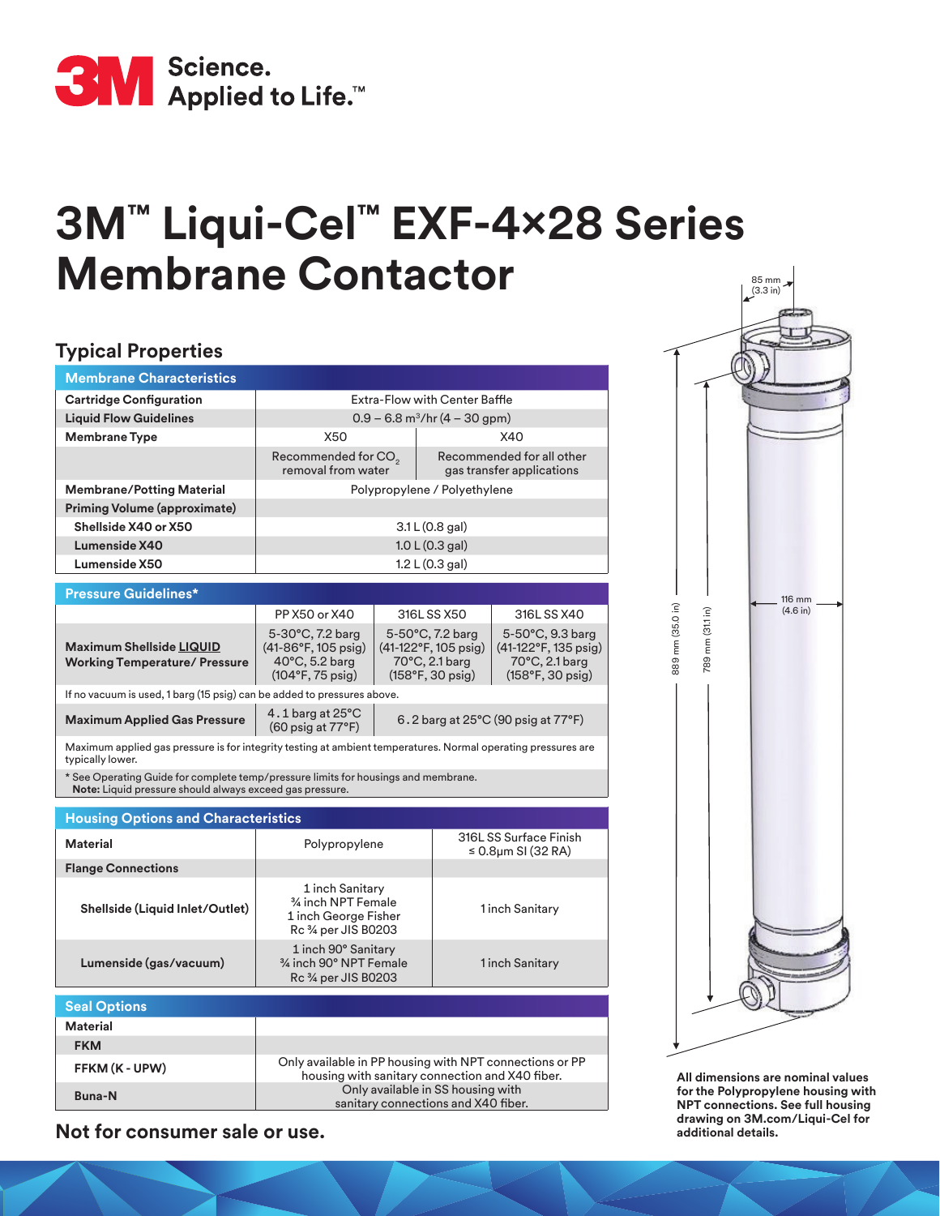Science.
Applied to Life.™

# 3M™ Liqui-Cel™ EXF-4×28 Series Membrane Contactor

## Typical Properties

| Membrane Characteristics | | |
|---|---|---|
| **Cartridge Configuration** | Extra-Flow with Center Baffle | |
| **Liquid Flow Guidelines** | 0.9 – 6.8 m³/hr (4 – 30 gpm) | |
| **Membrane Type** | X50 | X40 |
| | Recommended for $CO_2$ removal from water | Recommended for all other gas transfer applications |
| **Membrane/Potting Material** | Polypropylene / Polyethylene | |
| **Priming Volume (approximate)** | | |
| **Shellside X40 or X50** | 3.1 L (0.8 gal) | |
| **Lumenside X40** | 1.0 L (0.3 gal) | |
| **Lumenside X50** | 1.2 L (0.3 gal) | |

| Pressure Guidelines* | | | |
|---|---|---|---|
| | PP X50 or X40 | 316L SS X50 | 316L SS X40 |
| **Maximum Shellside LIQUID Working Temperature/ Pressure** | 5-30°C, 7.2 barg (41-86°F, 105 psig) 40°C, 5.2 barg (104°F, 75 psig) | 5-50°C, 7.2 barg (41-122°F, 105 psig) 70°C, 2.1 barg (158°F, 30 psig) | 5-50°C, 9.3 barg (41-122°F, 135 psig) 70°C, 2.1 barg (158°F, 30 psig) |
| If no vacuum is used, 1 barg (15 psig) can be added to pressures above. | | | |
| **Maximum Applied Gas Pressure** | 4.1 barg at 25°C (60 psig at 77°F) | 6.2 barg at 25°C (90 psig at 77°F) | |
| Maximum applied gas pressure is for integrity testing at ambient temperatures. Normal operating pressures are typically lower. | | | |
| * See Operating Guide for complete temp/pressure limits for housings and membrane. **Note:** Liquid pressure should always exceed gas pressure. | | | |

| Housing Options and Characteristics | | |
|---|---|---|
| **Material** | Polypropylene | 316L SS Surface Finish ≤ 0.8µm SI (32 RA) |
| **Flange Connections** | | |
| **Shellside (Liquid Inlet/Outlet)** | 1 inch Sanitary<br>¾ inch NPT Female<br>1 inch George Fisher<br>Rc ¾ per JIS B0203 | 1 inch Sanitary |
| **Lumenside (gas/vacuum)** | 1 inch 90° Sanitary<br>¾ inch 90° NPT Female<br>Rc ¾ per JIS B0203 | 1 inch Sanitary |

| Seal Options | |
|---|---|
| **Material** | |
| **FKM** | |
| **FFKM (K - UPW)** | Only available in PP housing with NPT connections or PP housing with sanitary connection and X40 fiber. |
| **Buna-N** | Only available in SS housing with sanitary connections and X40 fiber. |

85 mm (3.3 in)

116 mm (4.6 in)

889 mm (35.0 in)

789 mm (31.1 in)

**All dimensions are nominal values for the Polypropylene housing with NPT connections. See full housing drawing on 3M.com/Liqui-Cel for additional details.**

**Not for consumer sale or use.**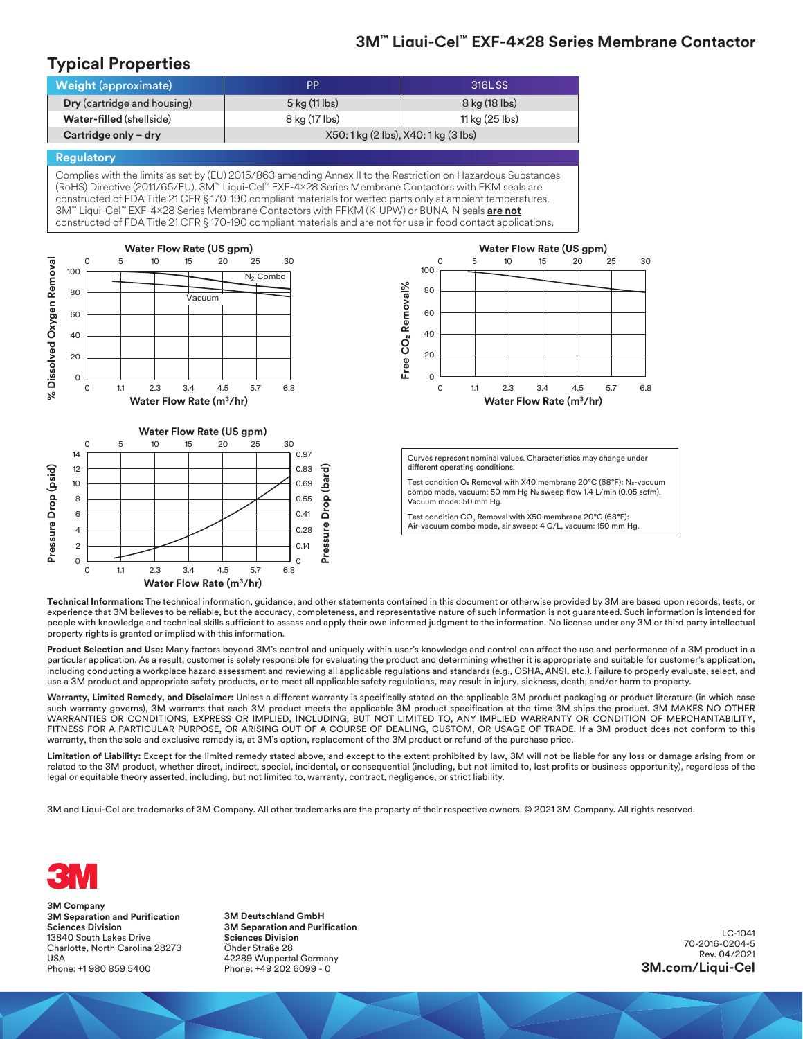## Typical Properties

| **Weight** (approximate) | PP | 316L SS |
|---|---|---|
| **Dry** (cartridge and housing) | 5 kg (11 lbs) | 8 kg (18 lbs) |
| **Water-filled** (shellside) | 8 kg (17 lbs) | 11 kg (25 lbs) |
| **Cartridge only – dry** | X50: 1 kg (2 lbs), X40: 1 kg (3 lbs) | |

### Regulatory

Complies with the limits as set by (EU) 2015/863 amending Annex II to the Restriction on Hazardous Substances (RoHS) Directive (2011/65/EU). 3M™ Liqui-Cel™ EXF-4×28 Series Membrane Contactors with FKM seals are constructed of FDA Title 21 CFR § 170-190 compliant materials for wetted parts only at ambient temperatures. 3M™ Liqui-Cel™ EXF-4×28 Series Membrane Contactors with FFKM (K-UPW) or BUNA-N seals **are not** constructed of FDA Title 21 CFR § 170-190 compliant materials and are not for use in food contact applications.

Water Flow Rate (US gpm)
0 5 10 15 20 25 30
% Dissolved Oxygen Removal
100 80 60 40 20 0
$N_2$ Combo
Vacuum
0 1.1 2.3 3.4 4.5 5.7 6.8
Water Flow Rate ($m^3$/hr)

Water Flow Rate (US gpm)
0 5 10 15 20 25 30
Free $CO_2$ Removal%
100 80 60 40 20 0
0 1.1 2.3 3.4 4.5 5.7 6.8
Water Flow Rate ($m^3$/hr)

Water Flow Rate (US gpm)
0 5 10 15 20 25 30
Pressure Drop (psid)
14 12 10 8 6 4 2 0
Pressure Drop (bard)
0.97 0.83 0.69 0.55 0.41 0.28 0.14 0
0 1.1 2.3 3.4 4.5 5.7 6.8
Water Flow Rate ($m^3$/hr)

Curves represent nominal values. Characteristics may change under different operating conditions.

Test condition $O_2$ Removal with X40 membrane 20°C (68°F): $N_2$-vacuum combo mode, vacuum: 50 mm Hg $N_2$ sweep flow 1.4 L/min (0.05 scfm). Vacuum mode: 50 mm Hg.

Test condition $CO_2$ Removal with X50 membrane 20°C (68°F): Air-vacuum combo mode, air sweep: 4 G/L, vacuum: 150 mm Hg.

**Technical Information:** The technical information, guidance, and other statements contained in this document or otherwise provided by 3M are based upon records, tests, or experience that 3M believes to be reliable, but the accuracy, completeness, and representative nature of such information is not guaranteed. Such information is intended for people with knowledge and technical skills sufficient to assess and apply their own informed judgment to the information. No license under any 3M or third party intellectual property rights is granted or implied with this information.

**Product Selection and Use:** Many factors beyond 3M's control and uniquely within user's knowledge and control can affect the use and performance of a 3M product in a particular application. As a result, customer is solely responsible for evaluating the product and determining whether it is appropriate and suitable for customer's application, including conducting a workplace hazard assessment and reviewing all applicable regulations and standards (e.g., OSHA, ANSI, etc.). Failure to properly evaluate, select, and use a 3M product and appropriate safety products, or to meet all applicable safety regulations, may result in injury, sickness, death, and/or harm to property.

**Warranty, Limited Remedy, and Disclaimer:** Unless a different warranty is specifically stated on the applicable 3M product packaging or product literature (in which case such warranty governs), 3M warrants that each 3M product meets the applicable 3M product specification at the time 3M ships the product. 3M MAKES NO OTHER WARRANTIES OR CONDITIONS, EXPRESS OR IMPLIED, INCLUDING, BUT NOT LIMITED TO, ANY IMPLIED WARRANTY OR CONDITION OF MERCHANTABILITY, FITNESS FOR A PARTICULAR PURPOSE, OR ARISING OUT OF A COURSE OF DEALING, CUSTOM, OR USAGE OF TRADE. If a 3M product does not conform to this warranty, then the sole and exclusive remedy is, at 3M's option, replacement of the 3M product or refund of the purchase price.

**Limitation of Liability:** Except for the limited remedy stated above, and except to the extent prohibited by law, 3M will not be liable for any loss or damage arising from or related to the 3M product, whether direct, indirect, special, incidental, or consequential (including, but not limited to, lost profits or business opportunity), regardless of the legal or equitable theory asserted, including, but not limited to, warranty, contract, negligence, or strict liability.

3M and Liqui-Cel are trademarks of 3M Company. All other trademarks are the property of their respective owners. © 2021 3M Company. All rights reserved.

**3M Company**
**3M Separation and Purification Sciences Division**
13840 South Lakes Drive
Charlotte, North Carolina 28273
USA
Phone: +1 980 859 5400

**3M Deutschland GmbH**
**3M Separation and Purification Sciences Division**
Öhder Straße 28
42289 Wuppertal Germany
Phone: +49 202 6099 - 0

LC-1041
70-2016-0204-5
Rev. 04/2021
**3M.com/Liqui-Cel**